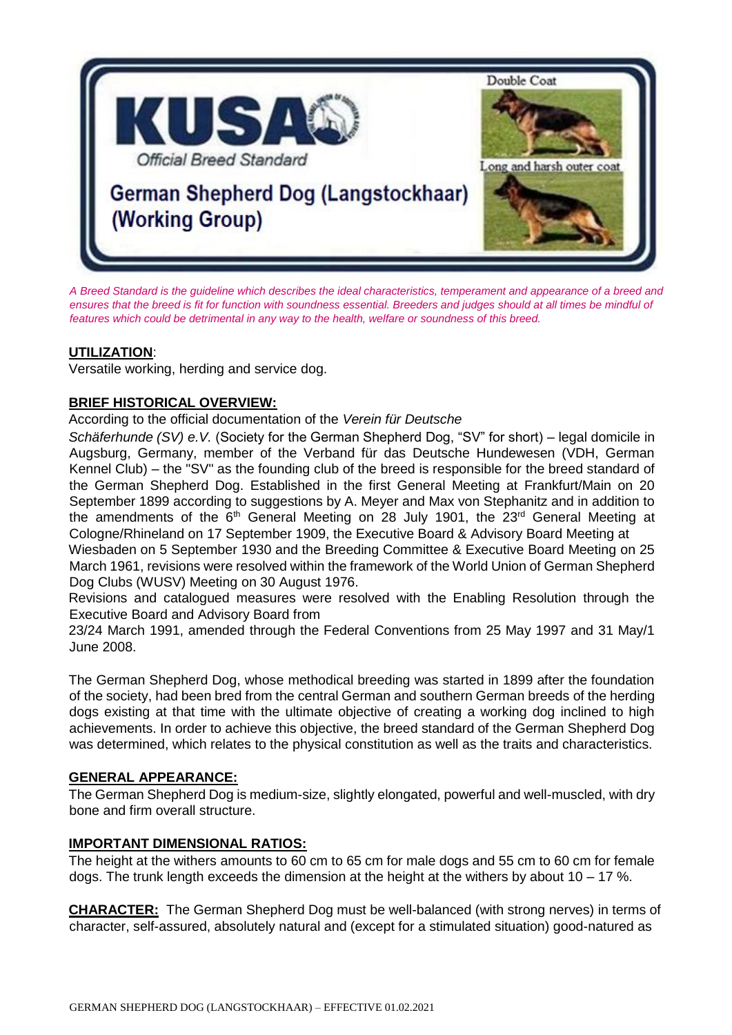KUSA

Official Breed Standard

# German Shepherd Dog (Langstockhaar) (Working Group)

Double Coat

Long and harsh outer coat

*A Breed Standard is the guideline which describes the ideal characteristics, temperament and appearance of a breed and ensures that the breed is fit for function with soundness essential. Breeders and judges should at all times be mindful of features which could be detrimental in any way to the health, welfare or soundness of this breed.*

**UTILIZATION**:

Versatile working, herding and service dog.

**BRIEF HISTORICAL OVERVIEW:**

According to the official documentation of the *Verein für Deutsche Schäferhunde (SV) e.V.* (Society for the German Shepherd Dog, "SV" for short) – legal domicile in Augsburg, Germany, member of the Verband für das Deutsche Hundewesen (VDH, German Kennel Club) – the "SV" as the founding club of the breed is responsible for the breed standard of the German Shepherd Dog. Established in the first General Meeting at Frankfurt/Main on 20 September 1899 according to suggestions by A. Meyer and Max von Stephanitz and in addition to the amendments of the 6th General Meeting on 28 July 1901, the 23rd General Meeting at Cologne/Rhineland on 17 September 1909, the Executive Board & Advisory Board Meeting at Wiesbaden on 5 September 1930 and the Breeding Committee & Executive Board Meeting on 25 March 1961, revisions were resolved within the framework of the World Union of German Shepherd Dog Clubs (WUSV) Meeting on 30 August 1976.

Revisions and catalogued measures were resolved with the Enabling Resolution through the Executive Board and Advisory Board from 23/24 March 1991, amended through the Federal Conventions from 25 May 1997 and 31 May/1 June 2008.

The German Shepherd Dog, whose methodical breeding was started in 1899 after the foundation of the society, had been bred from the central German and southern German breeds of the herding dogs existing at that time with the ultimate objective of creating a working dog inclined to high achievements. In order to achieve this objective, the breed standard of the German Shepherd Dog was determined, which relates to the physical constitution as well as the traits and characteristics.

**GENERAL APPEARANCE:**

The German Shepherd Dog is medium-size, slightly elongated, powerful and well-muscled, with dry bone and firm overall structure.

**IMPORTANT DIMENSIONAL RATIOS:**

The height at the withers amounts to 60 cm to 65 cm for male dogs and 55 cm to 60 cm for female dogs. The trunk length exceeds the dimension at the height at the withers by about 10 – 17 %.

**CHARACTER:** The German Shepherd Dog must be well-balanced (with strong nerves) in terms of character, self-assured, absolutely natural and (except for a stimulated situation) good-natured as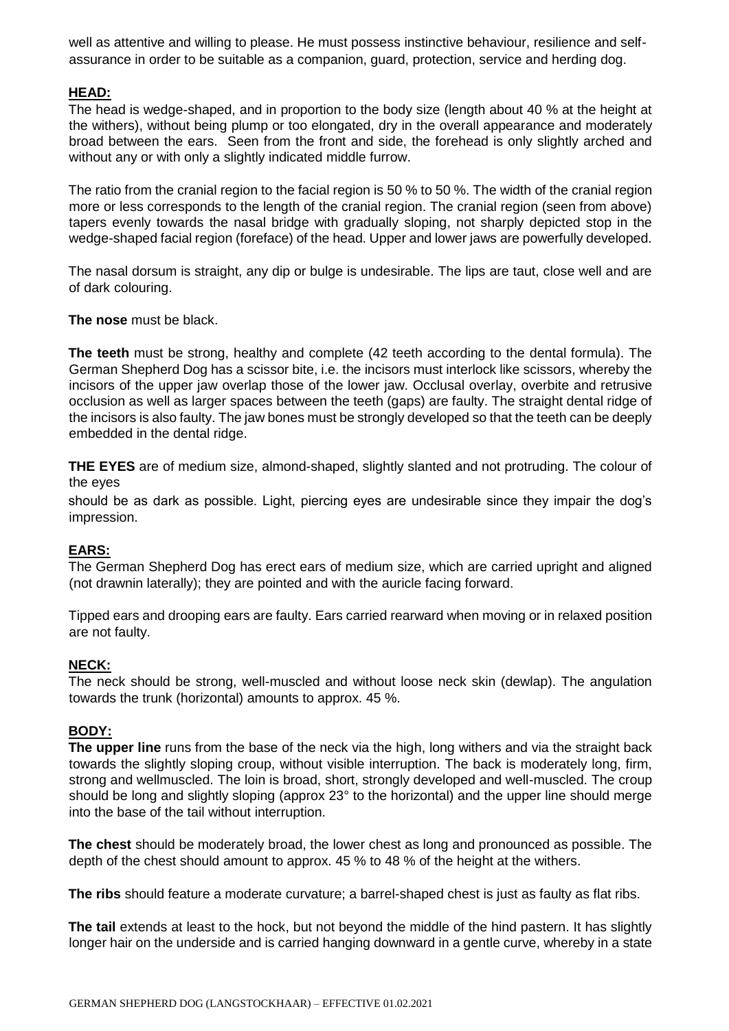well as attentive and willing to please. He must possess instinctive behaviour, resilience and self-assurance in order to be suitable as a companion, guard, protection, service and herding dog.

## HEAD:

The head is wedge-shaped, and in proportion to the body size (length about 40 % at the height at the withers), without being plump or too elongated, dry in the overall appearance and moderately broad between the ears. Seen from the front and side, the forehead is only slightly arched and without any or with only a slightly indicated middle furrow.

The ratio from the cranial region to the facial region is 50 % to 50 %. The width of the cranial region more or less corresponds to the length of the cranial region. The cranial region (seen from above) tapers evenly towards the nasal bridge with gradually sloping, not sharply depicted stop in the wedge-shaped facial region (foreface) of the head. Upper and lower jaws are powerfully developed.

The nasal dorsum is straight, any dip or bulge is undesirable. The lips are taut, close well and are of dark colouring.

**The nose** must be black.

**The teeth** must be strong, healthy and complete (42 teeth according to the dental formula). The German Shepherd Dog has a scissor bite, i.e. the incisors must interlock like scissors, whereby the incisors of the upper jaw overlap those of the lower jaw. Occlusal overlay, overbite and retrusive occlusion as well as larger spaces between the teeth (gaps) are faulty. The straight dental ridge of the incisors is also faulty. The jaw bones must be strongly developed so that the teeth can be deeply embedded in the dental ridge.

**THE EYES** are of medium size, almond-shaped, slightly slanted and not protruding. The colour of the eyes should be as dark as possible. Light, piercing eyes are undesirable since they impair the dog's impression.

## EARS:

The German Shepherd Dog has erect ears of medium size, which are carried upright and aligned (not drawnin laterally); they are pointed and with the auricle facing forward.

Tipped ears and drooping ears are faulty. Ears carried rearward when moving or in relaxed position are not faulty.

## NECK:

The neck should be strong, well-muscled and without loose neck skin (dewlap). The angulation towards the trunk (horizontal) amounts to approx. 45 %.

## BODY:

**The upper line** runs from the base of the neck via the high, long withers and via the straight back towards the slightly sloping croup, without visible interruption. The back is moderately long, firm, strong and wellmuscled. The loin is broad, short, strongly developed and well-muscled. The croup should be long and slightly sloping (approx 23° to the horizontal) and the upper line should merge into the base of the tail without interruption.

**The chest** should be moderately broad, the lower chest as long and pronounced as possible. The depth of the chest should amount to approx. 45 % to 48 % of the height at the withers.

**The ribs** should feature a moderate curvature; a barrel-shaped chest is just as faulty as flat ribs.

**The tail** extends at least to the hock, but not beyond the middle of the hind pastern. It has slightly longer hair on the underside and is carried hanging downward in a gentle curve, whereby in a state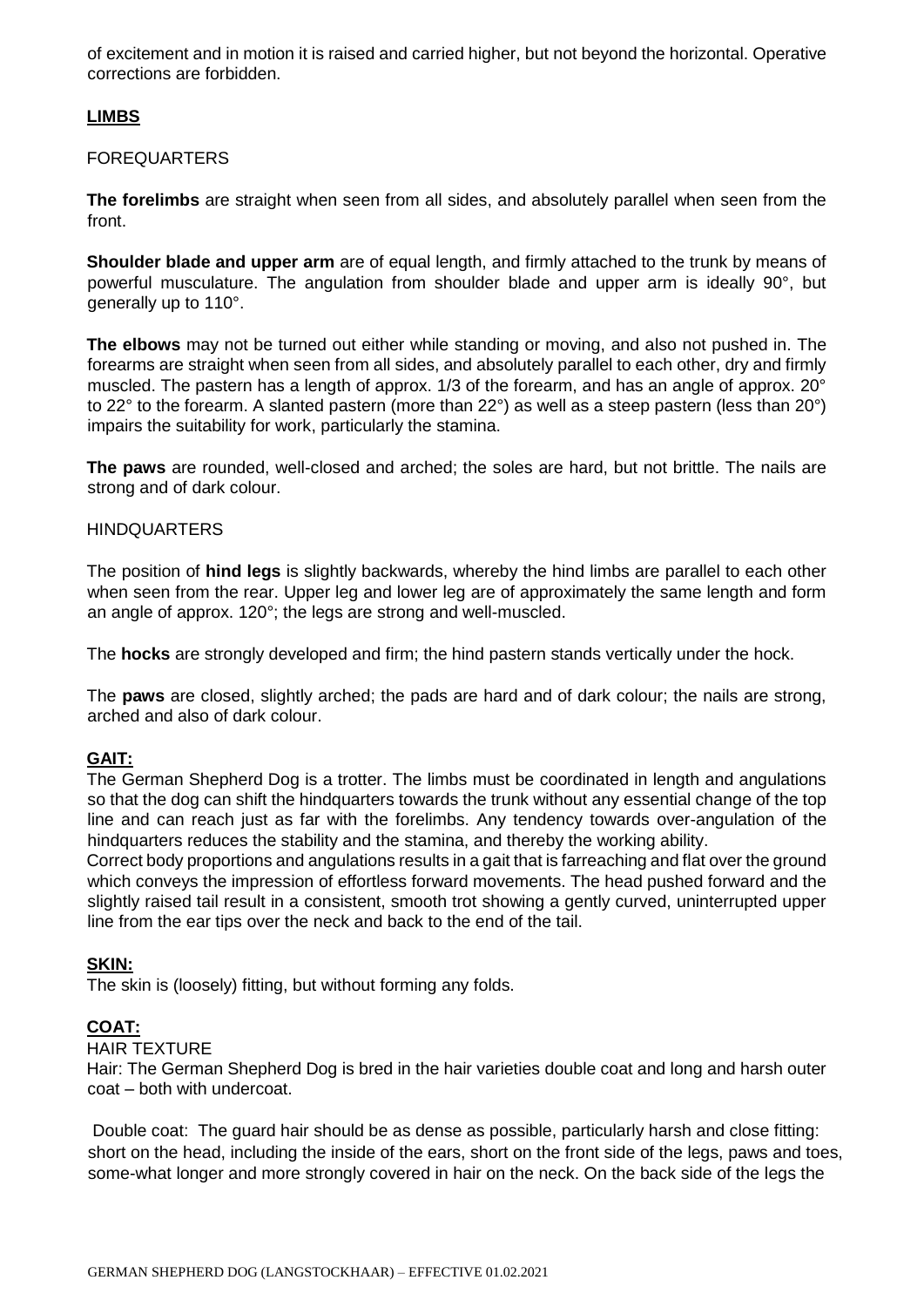of excitement and in motion it is raised and carried higher, but not beyond the horizontal. Operative corrections are forbidden.

## LIMBS

FOREQUARTERS

**The forelimbs** are straight when seen from all sides, and absolutely parallel when seen from the front.

**Shoulder blade and upper arm** are of equal length, and firmly attached to the trunk by means of powerful musculature. The angulation from shoulder blade and upper arm is ideally 90°, but generally up to 110°.

**The elbows** may not be turned out either while standing or moving, and also not pushed in. The forearms are straight when seen from all sides, and absolutely parallel to each other, dry and firmly muscled. The pastern has a length of approx. 1/3 of the forearm, and has an angle of approx. 20° to 22° to the forearm. A slanted pastern (more than 22°) as well as a steep pastern (less than 20°) impairs the suitability for work, particularly the stamina.

**The paws** are rounded, well-closed and arched; the soles are hard, but not brittle. The nails are strong and of dark colour.

HINDQUARTERS

The position of **hind legs** is slightly backwards, whereby the hind limbs are parallel to each other when seen from the rear. Upper leg and lower leg are of approximately the same length and form an angle of approx. 120°; the legs are strong and well-muscled.

The **hocks** are strongly developed and firm; the hind pastern stands vertically under the hock.

The **paws** are closed, slightly arched; the pads are hard and of dark colour; the nails are strong, arched and also of dark colour.

## GAIT:

The German Shepherd Dog is a trotter. The limbs must be coordinated in length and angulations so that the dog can shift the hindquarters towards the trunk without any essential change of the top line and can reach just as far with the forelimbs. Any tendency towards over-angulation of the hindquarters reduces the stability and the stamina, and thereby the working ability.
Correct body proportions and angulations results in a gait that is farreaching and flat over the ground which conveys the impression of effortless forward movements. The head pushed forward and the slightly raised tail result in a consistent, smooth trot showing a gently curved, uninterrupted upper line from the ear tips over the neck and back to the end of the tail.

## SKIN:

The skin is (loosely) fitting, but without forming any folds.

## COAT:

HAIR TEXTURE

Hair: The German Shepherd Dog is bred in the hair varieties double coat and long and harsh outer coat – both with undercoat.

Double coat: The guard hair should be as dense as possible, particularly harsh and close fitting: short on the head, including the inside of the ears, short on the front side of the legs, paws and toes, some-what longer and more strongly covered in hair on the neck. On the back side of the legs the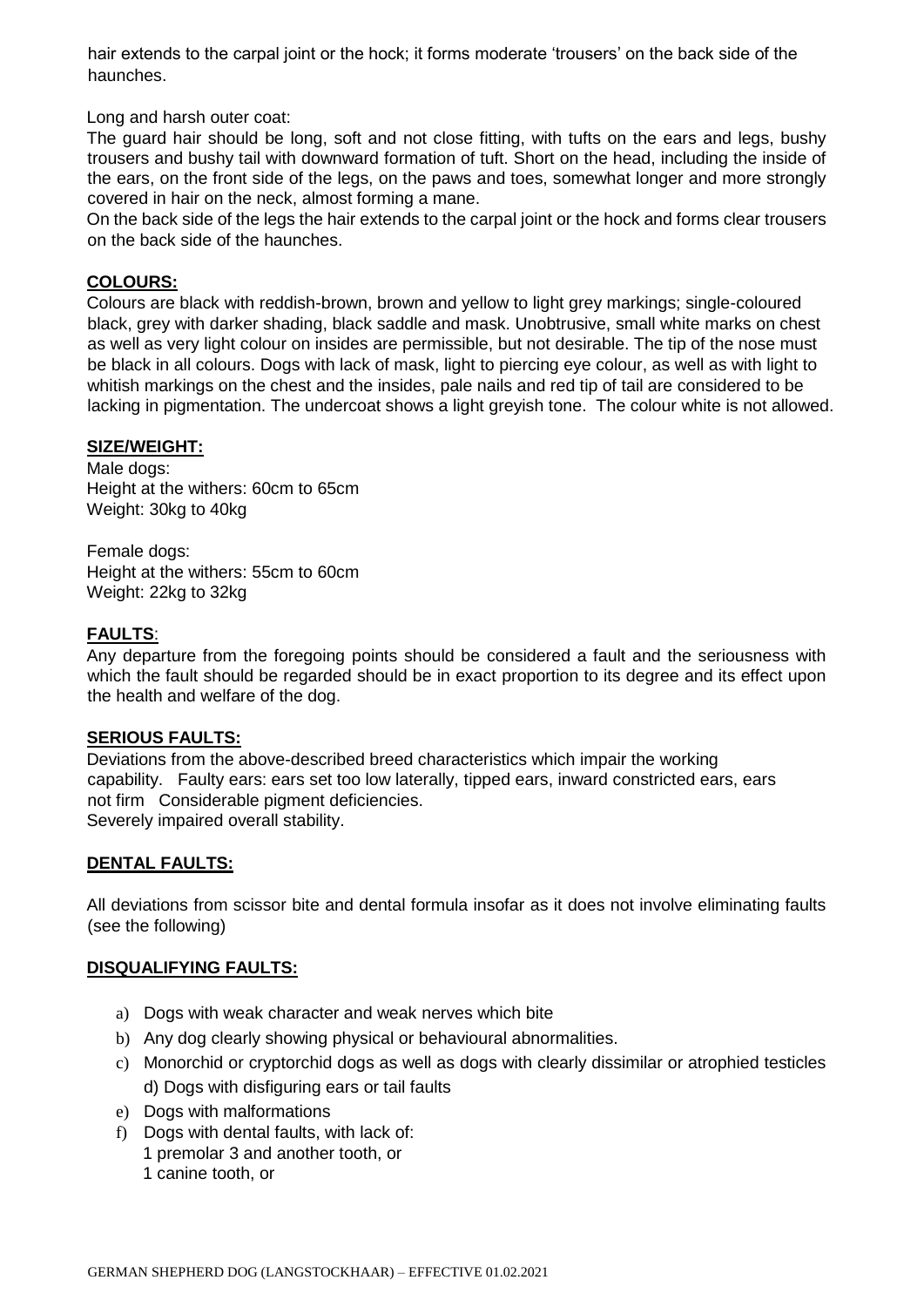hair extends to the carpal joint or the hock; it forms moderate 'trousers' on the back side of the haunches.

Long and harsh outer coat:

The guard hair should be long, soft and not close fitting, with tufts on the ears and legs, bushy trousers and bushy tail with downward formation of tuft. Short on the head, including the inside of the ears, on the front side of the legs, on the paws and toes, somewhat longer and more strongly covered in hair on the neck, almost forming a mane.

On the back side of the legs the hair extends to the carpal joint or the hock and forms clear trousers on the back side of the haunches.

## COLOURS:

Colours are black with reddish-brown, brown and yellow to light grey markings; single-coloured black, grey with darker shading, black saddle and mask. Unobtrusive, small white marks on chest as well as very light colour on insides are permissible, but not desirable. The tip of the nose must be black in all colours. Dogs with lack of mask, light to piercing eye colour, as well as with light to whitish markings on the chest and the insides, pale nails and red tip of tail are considered to be lacking in pigmentation. The undercoat shows a light greyish tone. The colour white is not allowed.

## SIZE/WEIGHT:

Male dogs:
Height at the withers: 60cm to 65cm
Weight: 30kg to 40kg

Female dogs:
Height at the withers: 55cm to 60cm
Weight: 22kg to 32kg

## FAULTS:

Any departure from the foregoing points should be considered a fault and the seriousness with which the fault should be regarded should be in exact proportion to its degree and its effect upon the health and welfare of the dog.

## SERIOUS FAULTS:

Deviations from the above-described breed characteristics which impair the working capability. Faulty ears: ears set too low laterally, tipped ears, inward constricted ears, ears not firm Considerable pigment deficiencies.
Severely impaired overall stability.

## DENTAL FAULTS:

All deviations from scissor bite and dental formula insofar as it does not involve eliminating faults (see the following)

## DISQUALIFYING FAULTS:

a) Dogs with weak character and weak nerves which bite
b) Any dog clearly showing physical or behavioural abnormalities.
c) Monorchid or cryptorchid dogs as well as dogs with clearly dissimilar or atrophied testicles
d) Dogs with disfiguring ears or tail faults
e) Dogs with malformations
f) Dogs with dental faults, with lack of:
   1 premolar 3 and another tooth, or
   1 canine tooth, or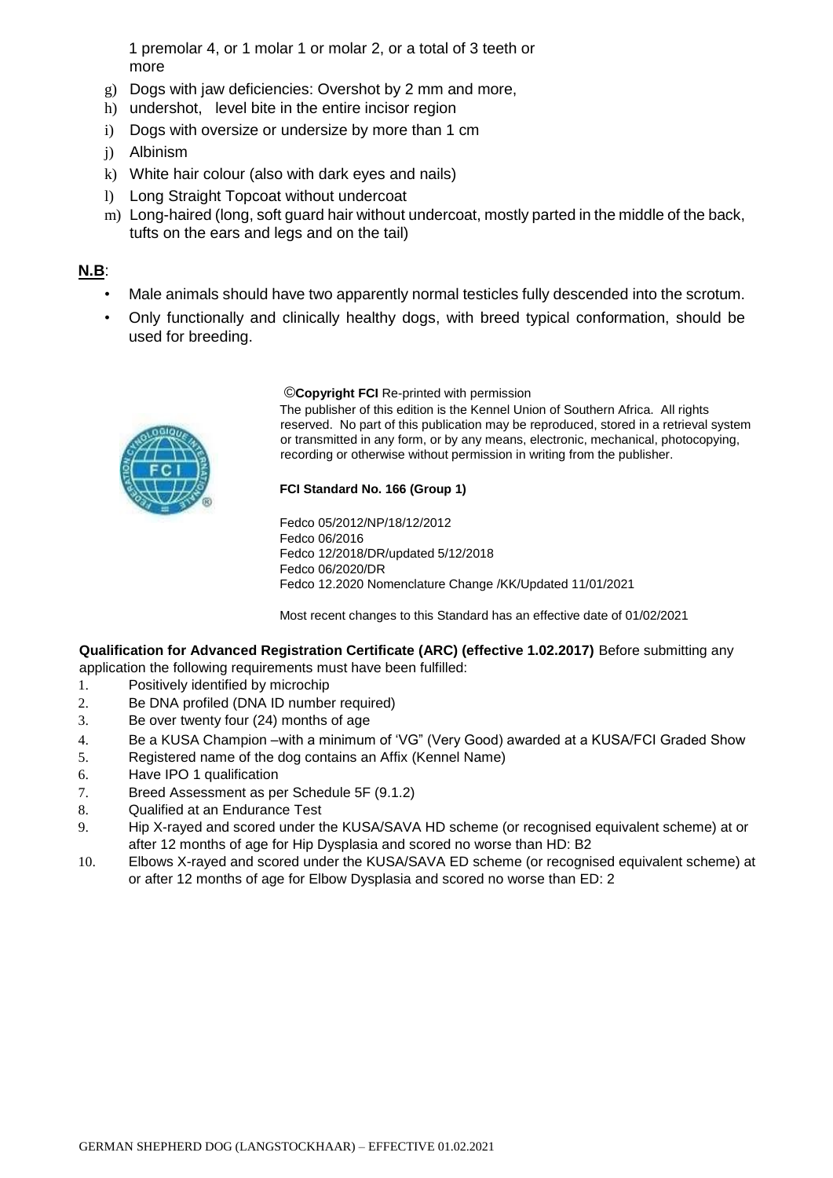1 premolar 4, or 1 molar 1 or molar 2, or a total of 3 teeth or more

g) Dogs with jaw deficiencies: Overshot by 2 mm and more,
h) undershot, level bite in the entire incisor region
i) Dogs with oversize or undersize by more than 1 cm
j) Albinism
k) White hair colour (also with dark eyes and nails)
l) Long Straight Topcoat without undercoat
m) Long-haired (long, soft guard hair without undercoat, mostly parted in the middle of the back, tufts on the ears and legs and on the tail)

**N.B**:

- Male animals should have two apparently normal testicles fully descended into the scrotum.
- Only functionally and clinically healthy dogs, with breed typical conformation, should be used for breeding.

©**Copyright FCI** Re-printed with permission

The publisher of this edition is the Kennel Union of Southern Africa. All rights reserved. No part of this publication may be reproduced, stored in a retrieval system or transmitted in any form, or by any means, electronic, mechanical, photocopying, recording or otherwise without permission in writing from the publisher.

**FCI Standard No. 166 (Group 1)**

Fedco 05/2012/NP/18/12/2012
Fedco 06/2016
Fedco 12/2018/DR/updated 5/12/2018
Fedco 06/2020/DR
Fedco 12.2020 Nomenclature Change /KK/Updated 11/01/2021

Most recent changes to this Standard has an effective date of 01/02/2021

**Qualification for Advanced Registration Certificate (ARC) (effective 1.02.2017)** Before submitting any application the following requirements must have been fulfilled:

1. Positively identified by microchip
2. Be DNA profiled (DNA ID number required)
3. Be over twenty four (24) months of age
4. Be a KUSA Champion –with a minimum of 'VG" (Very Good) awarded at a KUSA/FCI Graded Show
5. Registered name of the dog contains an Affix (Kennel Name)
6. Have IPO 1 qualification
7. Breed Assessment as per Schedule 5F (9.1.2)
8. Qualified at an Endurance Test
9. Hip X-rayed and scored under the KUSA/SAVA HD scheme (or recognised equivalent scheme) at or after 12 months of age for Hip Dysplasia and scored no worse than HD: B2
10. Elbows X-rayed and scored under the KUSA/SAVA ED scheme (or recognised equivalent scheme) at or after 12 months of age for Elbow Dysplasia and scored no worse than ED: 2